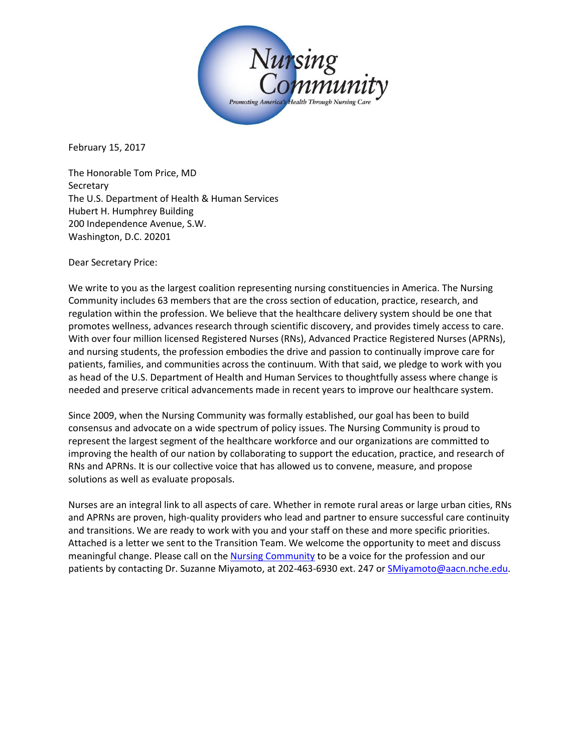Nursing Community

*Promoting America's Health Through Nursing Care*

February 15, 2017

The Honorable Tom Price, MD
Secretary
The U.S. Department of Health & Human Services
Hubert H. Humphrey Building
200 Independence Avenue, S.W.
Washington, D.C. 20201

Dear Secretary Price:

We write to you as the largest coalition representing nursing constituencies in America. The Nursing Community includes 63 members that are the cross section of education, practice, research, and regulation within the profession. We believe that the healthcare delivery system should be one that promotes wellness, advances research through scientific discovery, and provides timely access to care. With over four million licensed Registered Nurses (RNs), Advanced Practice Registered Nurses (APRNs), and nursing students, the profession embodies the drive and passion to continually improve care for patients, families, and communities across the continuum. With that said, we pledge to work with you as head of the U.S. Department of Health and Human Services to thoughtfully assess where change is needed and preserve critical advancements made in recent years to improve our healthcare system.

Since 2009, when the Nursing Community was formally established, our goal has been to build consensus and advocate on a wide spectrum of policy issues. The Nursing Community is proud to represent the largest segment of the healthcare workforce and our organizations are committed to improving the health of our nation by collaborating to support the education, practice, and research of RNs and APRNs. It is our collective voice that has allowed us to convene, measure, and propose solutions as well as evaluate proposals.

Nurses are an integral link to all aspects of care. Whether in remote rural areas or large urban cities, RNs and APRNs are proven, high-quality providers who lead and partner to ensure successful care continuity and transitions. We are ready to work with you and your staff on these and more specific priorities. Attached is a letter we sent to the Transition Team. We welcome the opportunity to meet and discuss meaningful change. Please call on the Nursing Community to be a voice for the profession and our patients by contacting Dr. Suzanne Miyamoto, at 202-463-6930 ext. 247 or SMiyamoto@aacn.nche.edu.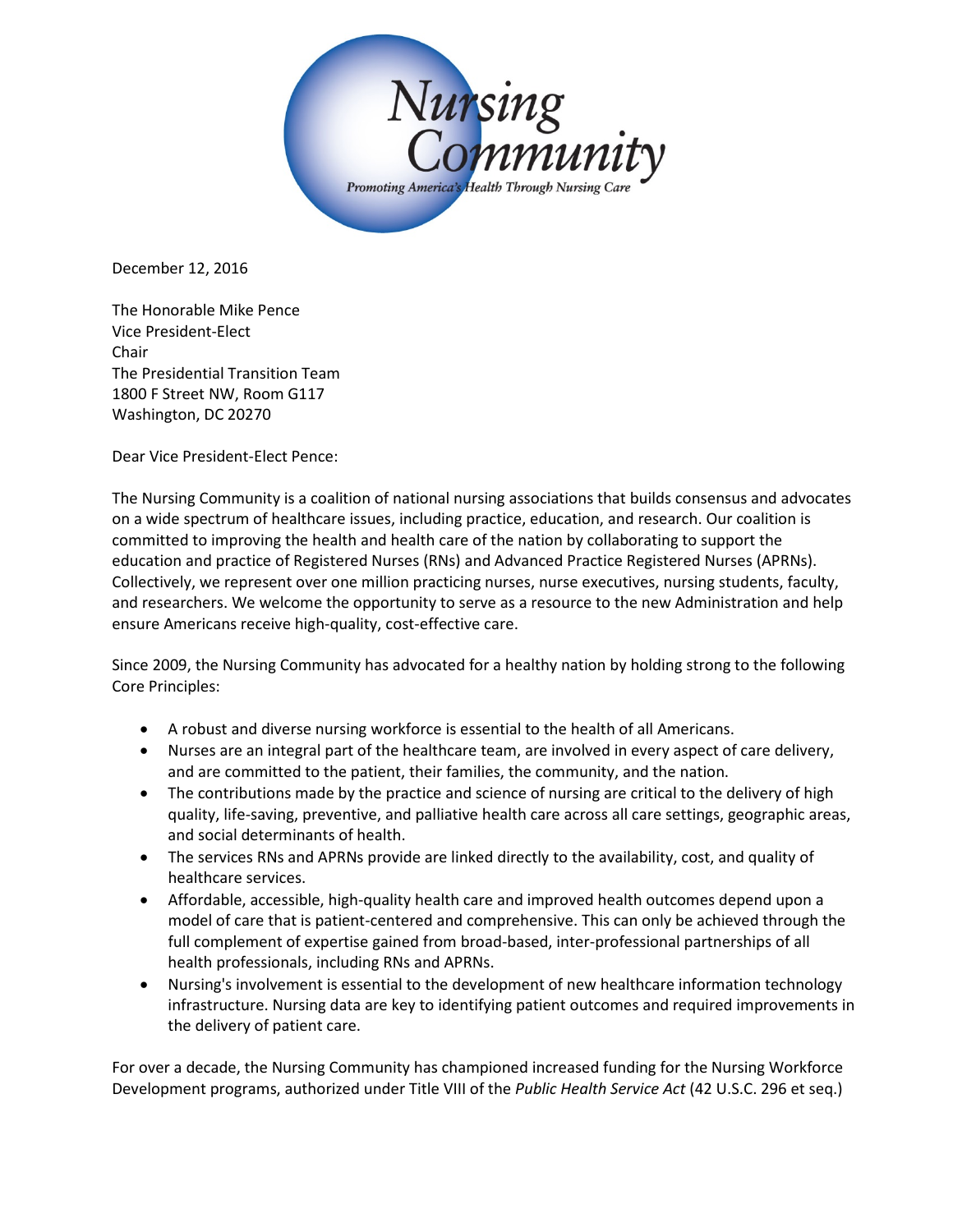Nursing Community

Promoting America's Health Through Nursing Care

December 12, 2016

The Honorable Mike Pence
Vice President-Elect
Chair
The Presidential Transition Team
1800 F Street NW, Room G117
Washington, DC 20270

Dear Vice President-Elect Pence:

The Nursing Community is a coalition of national nursing associations that builds consensus and advocates on a wide spectrum of healthcare issues, including practice, education, and research. Our coalition is committed to improving the health and health care of the nation by collaborating to support the education and practice of Registered Nurses (RNs) and Advanced Practice Registered Nurses (APRNs). Collectively, we represent over one million practicing nurses, nurse executives, nursing students, faculty, and researchers. We welcome the opportunity to serve as a resource to the new Administration and help ensure Americans receive high-quality, cost-effective care.

Since 2009, the Nursing Community has advocated for a healthy nation by holding strong to the following Core Principles:

- A robust and diverse nursing workforce is essential to the health of all Americans.
- Nurses are an integral part of the healthcare team, are involved in every aspect of care delivery, and are committed to the patient, their families, the community, and the nation.
- The contributions made by the practice and science of nursing are critical to the delivery of high quality, life-saving, preventive, and palliative health care across all care settings, geographic areas, and social determinants of health.
- The services RNs and APRNs provide are linked directly to the availability, cost, and quality of healthcare services.
- Affordable, accessible, high-quality health care and improved health outcomes depend upon a model of care that is patient-centered and comprehensive. This can only be achieved through the full complement of expertise gained from broad-based, inter-professional partnerships of all health professionals, including RNs and APRNs.
- Nursing's involvement is essential to the development of new healthcare information technology infrastructure. Nursing data are key to identifying patient outcomes and required improvements in the delivery of patient care.

For over a decade, the Nursing Community has championed increased funding for the Nursing Workforce Development programs, authorized under Title VIII of the *Public Health Service Act* (42 U.S.C. 296 et seq.)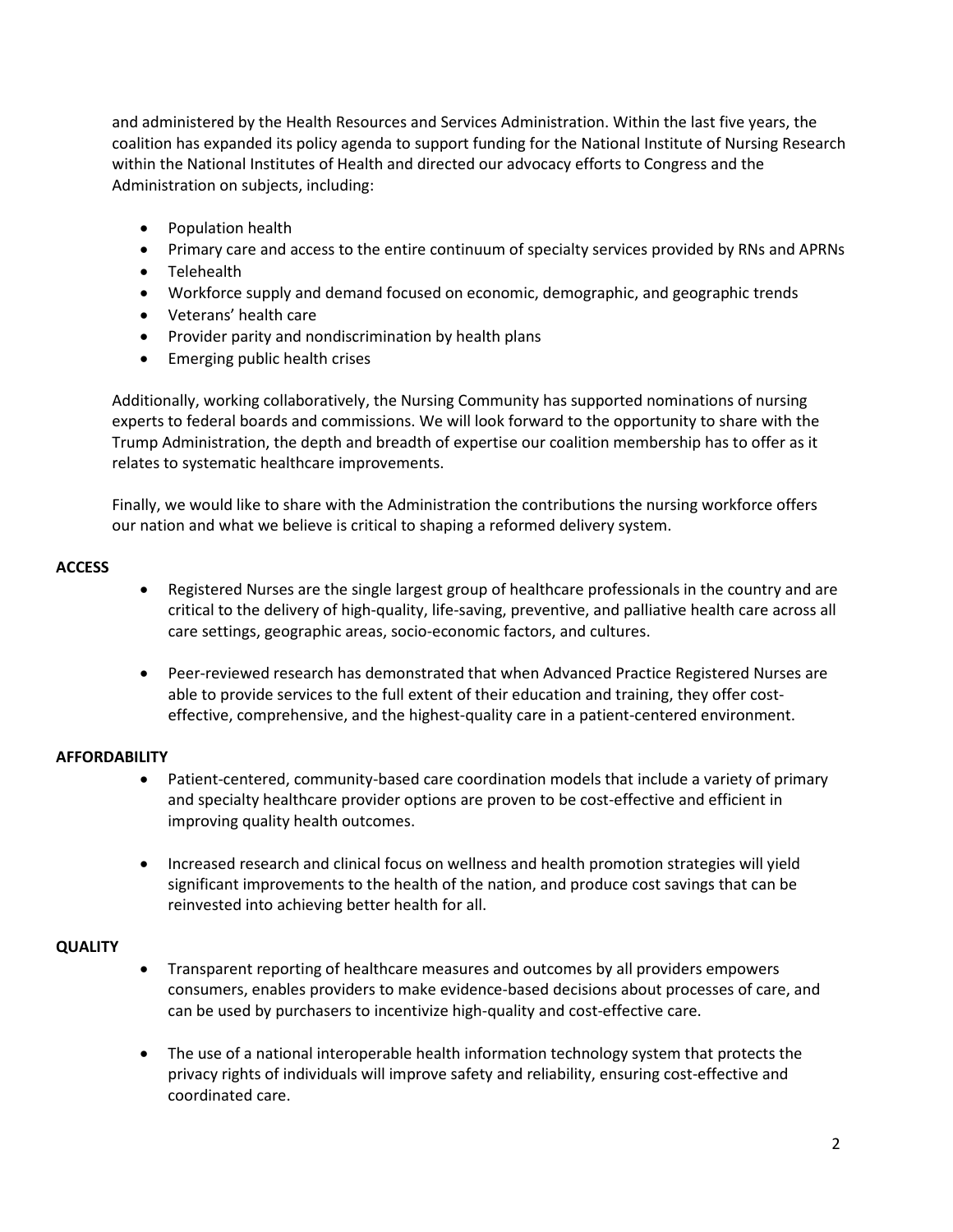and administered by the Health Resources and Services Administration. Within the last five years, the coalition has expanded its policy agenda to support funding for the National Institute of Nursing Research within the National Institutes of Health and directed our advocacy efforts to Congress and the Administration on subjects, including:

- Population health
- Primary care and access to the entire continuum of specialty services provided by RNs and APRNs
- Telehealth
- Workforce supply and demand focused on economic, demographic, and geographic trends
- Veterans' health care
- Provider parity and nondiscrimination by health plans
- Emerging public health crises

Additionally, working collaboratively, the Nursing Community has supported nominations of nursing experts to federal boards and commissions. We will look forward to the opportunity to share with the Trump Administration, the depth and breadth of expertise our coalition membership has to offer as it relates to systematic healthcare improvements.

Finally, we would like to share with the Administration the contributions the nursing workforce offers our nation and what we believe is critical to shaping a reformed delivery system.

**ACCESS**

- Registered Nurses are the single largest group of healthcare professionals in the country and are critical to the delivery of high-quality, life-saving, preventive, and palliative health care across all care settings, geographic areas, socio-economic factors, and cultures.

- Peer-reviewed research has demonstrated that when Advanced Practice Registered Nurses are able to provide services to the full extent of their education and training, they offer cost-effective, comprehensive, and the highest-quality care in a patient-centered environment.

**AFFORDABILITY**

- Patient-centered, community-based care coordination models that include a variety of primary and specialty healthcare provider options are proven to be cost-effective and efficient in improving quality health outcomes.

- Increased research and clinical focus on wellness and health promotion strategies will yield significant improvements to the health of the nation, and produce cost savings that can be reinvested into achieving better health for all.

**QUALITY**

- Transparent reporting of healthcare measures and outcomes by all providers empowers consumers, enables providers to make evidence-based decisions about processes of care, and can be used by purchasers to incentivize high-quality and cost-effective care.

- The use of a national interoperable health information technology system that protects the privacy rights of individuals will improve safety and reliability, ensuring cost-effective and coordinated care.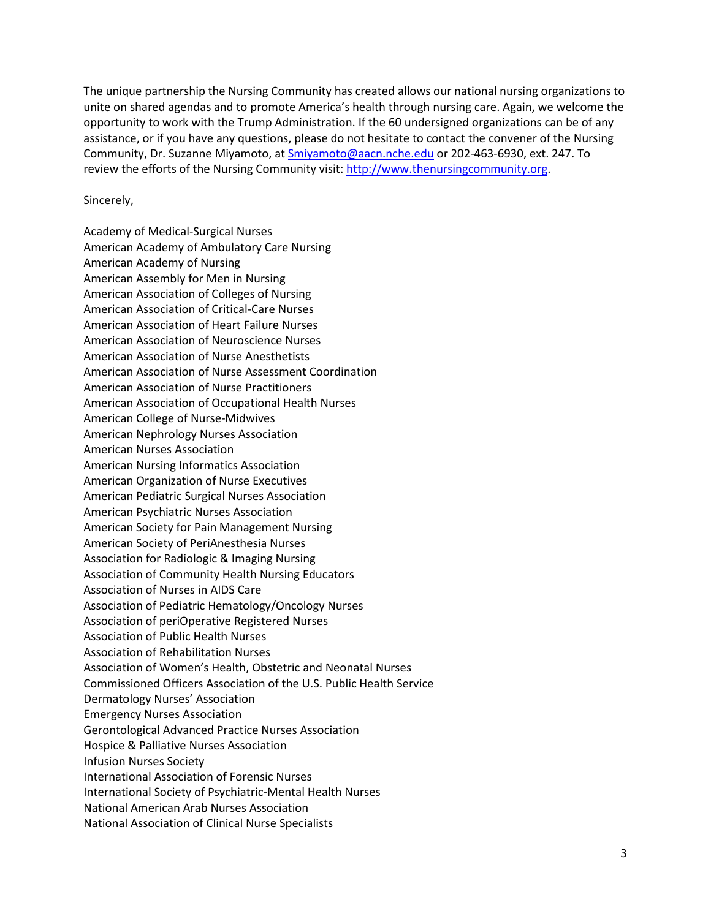The unique partnership the Nursing Community has created allows our national nursing organizations to unite on shared agendas and to promote America's health through nursing care. Again, we welcome the opportunity to work with the Trump Administration. If the 60 undersigned organizations can be of any assistance, or if you have any questions, please do not hesitate to contact the convener of the Nursing Community, Dr. Suzanne Miyamoto, at Smiyamoto@aacn.nche.edu or 202-463-6930, ext. 247. To review the efforts of the Nursing Community visit: http://www.thenursingcommunity.org.

Sincerely,

Academy of Medical-Surgical Nurses
American Academy of Ambulatory Care Nursing
American Academy of Nursing
American Assembly for Men in Nursing
American Association of Colleges of Nursing
American Association of Critical-Care Nurses
American Association of Heart Failure Nurses
American Association of Neuroscience Nurses
American Association of Nurse Anesthetists
American Association of Nurse Assessment Coordination
American Association of Nurse Practitioners
American Association of Occupational Health Nurses
American College of Nurse-Midwives
American Nephrology Nurses Association
American Nurses Association
American Nursing Informatics Association
American Organization of Nurse Executives
American Pediatric Surgical Nurses Association
American Psychiatric Nurses Association
American Society for Pain Management Nursing
American Society of PeriAnesthesia Nurses
Association for Radiologic & Imaging Nursing
Association of Community Health Nursing Educators
Association of Nurses in AIDS Care
Association of Pediatric Hematology/Oncology Nurses
Association of periOperative Registered Nurses
Association of Public Health Nurses
Association of Rehabilitation Nurses
Association of Women's Health, Obstetric and Neonatal Nurses
Commissioned Officers Association of the U.S. Public Health Service
Dermatology Nurses' Association
Emergency Nurses Association
Gerontological Advanced Practice Nurses Association
Hospice & Palliative Nurses Association
Infusion Nurses Society
International Association of Forensic Nurses
International Society of Psychiatric-Mental Health Nurses
National American Arab Nurses Association
National Association of Clinical Nurse Specialists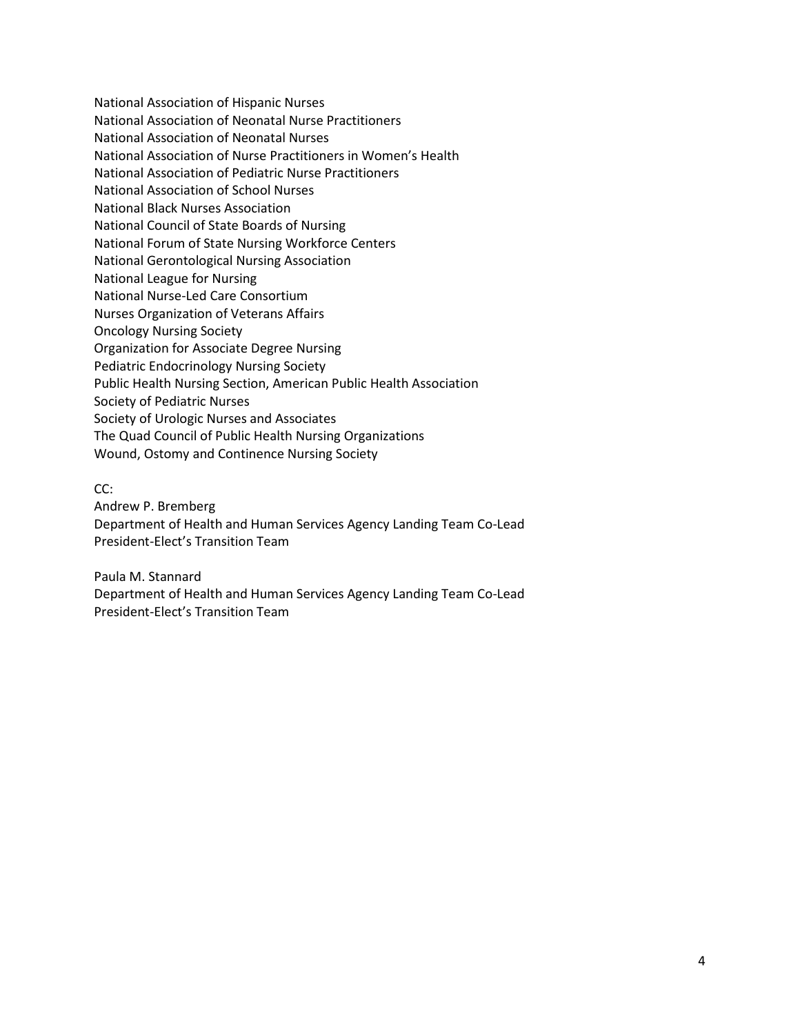National Association of Hispanic Nurses
National Association of Neonatal Nurse Practitioners
National Association of Neonatal Nurses
National Association of Nurse Practitioners in Women's Health
National Association of Pediatric Nurse Practitioners
National Association of School Nurses
National Black Nurses Association
National Council of State Boards of Nursing
National Forum of State Nursing Workforce Centers
National Gerontological Nursing Association
National League for Nursing
National Nurse-Led Care Consortium
Nurses Organization of Veterans Affairs
Oncology Nursing Society
Organization for Associate Degree Nursing
Pediatric Endocrinology Nursing Society
Public Health Nursing Section, American Public Health Association
Society of Pediatric Nurses
Society of Urologic Nurses and Associates
The Quad Council of Public Health Nursing Organizations
Wound, Ostomy and Continence Nursing Society

CC:
Andrew P. Bremberg
Department of Health and Human Services Agency Landing Team Co-Lead
President-Elect's Transition Team

Paula M. Stannard
Department of Health and Human Services Agency Landing Team Co-Lead
President-Elect's Transition Team